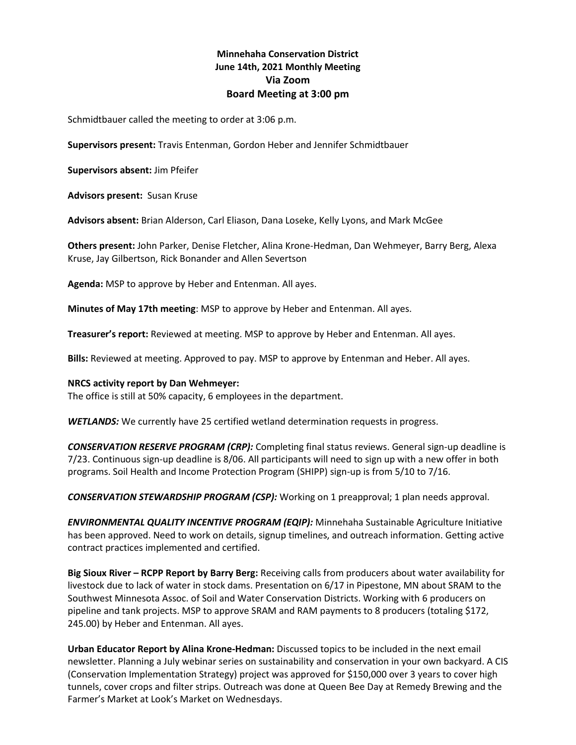**Minnehaha Conservation District**
**June 14th, 2021 Monthly Meeting**
**Via Zoom**
**Board Meeting at 3:00 pm**

Schmidtbauer called the meeting to order at 3:06 p.m.

**Supervisors present:** Travis Entenman, Gordon Heber and Jennifer Schmidtbauer

**Supervisors absent:** Jim Pfeifer

**Advisors present:** Susan Kruse

**Advisors absent:** Brian Alderson, Carl Eliason, Dana Loseke, Kelly Lyons, and Mark McGee

**Others present:** John Parker, Denise Fletcher, Alina Krone-Hedman, Dan Wehmeyer, Barry Berg, Alexa Kruse, Jay Gilbertson, Rick Bonander and Allen Severtson

**Agenda:** MSP to approve by Heber and Entenman. All ayes.

**Minutes of May 17th meeting**: MSP to approve by Heber and Entenman. All ayes.

**Treasurer's report:** Reviewed at meeting. MSP to approve by Heber and Entenman. All ayes.

**Bills:** Reviewed at meeting. Approved to pay. MSP to approve by Entenman and Heber. All ayes.

**NRCS activity report by Dan Wehmeyer:**
The office is still at 50% capacity, 6 employees in the department.

***WETLANDS:*** We currently have 25 certified wetland determination requests in progress.

***CONSERVATION RESERVE PROGRAM (CRP):*** Completing final status reviews. General sign-up deadline is 7/23. Continuous sign-up deadline is 8/06. All participants will need to sign up with a new offer in both programs. Soil Health and Income Protection Program (SHIPP) sign-up is from 5/10 to 7/16.

***CONSERVATION STEWARDSHIP PROGRAM (CSP):*** Working on 1 preapproval; 1 plan needs approval.

***ENVIRONMENTAL QUALITY INCENTIVE PROGRAM (EQIP):*** Minnehaha Sustainable Agriculture Initiative has been approved. Need to work on details, signup timelines, and outreach information. Getting active contract practices implemented and certified.

**Big Sioux River – RCPP Report by Barry Berg:** Receiving calls from producers about water availability for livestock due to lack of water in stock dams. Presentation on 6/17 in Pipestone, MN about SRAM to the Southwest Minnesota Assoc. of Soil and Water Conservation Districts. Working with 6 producers on pipeline and tank projects. MSP to approve SRAM and RAM payments to 8 producers (totaling $172, 245.00) by Heber and Entenman. All ayes.

**Urban Educator Report by Alina Krone-Hedman:** Discussed topics to be included in the next email newsletter. Planning a July webinar series on sustainability and conservation in your own backyard. A CIS (Conservation Implementation Strategy) project was approved for $150,000 over 3 years to cover high tunnels, cover crops and filter strips. Outreach was done at Queen Bee Day at Remedy Brewing and the Farmer's Market at Look's Market on Wednesdays.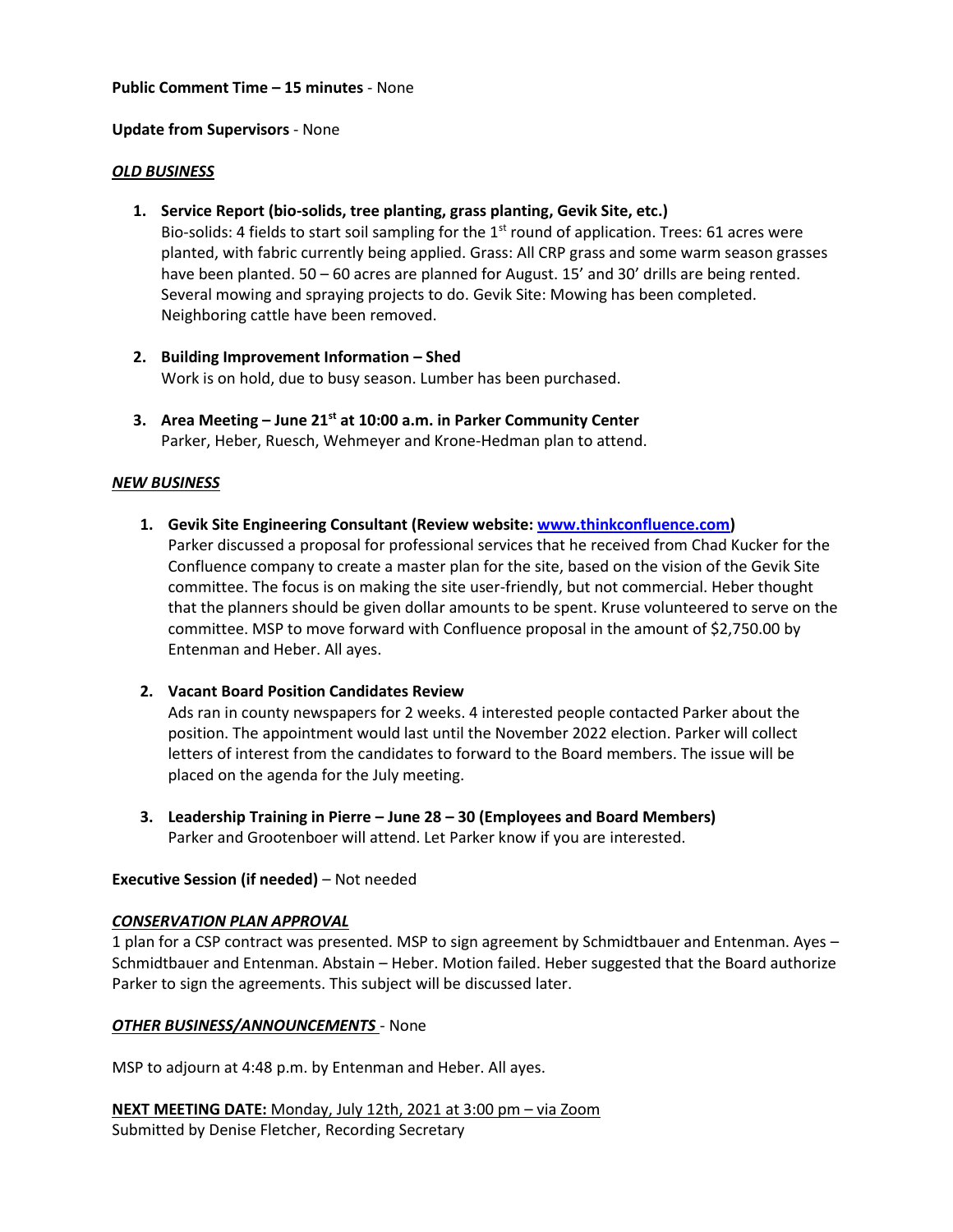**Public Comment Time – 15 minutes** - None

**Update from Supervisors** - None

***OLD BUSINESS***

1. **Service Report (bio-solids, tree planting, grass planting, Gevik Site, etc.)**
   Bio-solids: 4 fields to start soil sampling for the 1st round of application. Trees: 61 acres were planted, with fabric currently being applied. Grass: All CRP grass and some warm season grasses have been planted. 50 – 60 acres are planned for August. 15' and 30' drills are being rented. Several mowing and spraying projects to do. Gevik Site: Mowing has been completed. Neighboring cattle have been removed.

2. **Building Improvement Information – Shed**
   Work is on hold, due to busy season. Lumber has been purchased.

3. **Area Meeting – June 21st at 10:00 a.m. in Parker Community Center**
   Parker, Heber, Ruesch, Wehmeyer and Krone-Hedman plan to attend.

***NEW BUSINESS***

1. **Gevik Site Engineering Consultant (Review website: [www.thinkconfluence.com](www.thinkconfluence.com))**
   Parker discussed a proposal for professional services that he received from Chad Kucker for the Confluence company to create a master plan for the site, based on the vision of the Gevik Site committee. The focus is on making the site user-friendly, but not commercial. Heber thought that the planners should be given dollar amounts to be spent. Kruse volunteered to serve on the committee. MSP to move forward with Confluence proposal in the amount of $2,750.00 by Entenman and Heber. All ayes.

2. **Vacant Board Position Candidates Review**
   Ads ran in county newspapers for 2 weeks. 4 interested people contacted Parker about the position. The appointment would last until the November 2022 election. Parker will collect letters of interest from the candidates to forward to the Board members. The issue will be placed on the agenda for the July meeting.

3. **Leadership Training in Pierre – June 28 – 30 (Employees and Board Members)**
   Parker and Grootenboer will attend. Let Parker know if you are interested.

**Executive Session (if needed)** – Not needed

***CONSERVATION PLAN APPROVAL***

1 plan for a CSP contract was presented. MSP to sign agreement by Schmidtbauer and Entenman. Ayes – Schmidtbauer and Entenman. Abstain – Heber. Motion failed. Heber suggested that the Board authorize Parker to sign the agreements. This subject will be discussed later.

***OTHER BUSINESS/ANNOUNCEMENTS*** - None

MSP to adjourn at 4:48 p.m. by Entenman and Heber. All ayes.

**NEXT MEETING DATE:** Monday, July 12th, 2021 at 3:00 pm – via Zoom
Submitted by Denise Fletcher, Recording Secretary